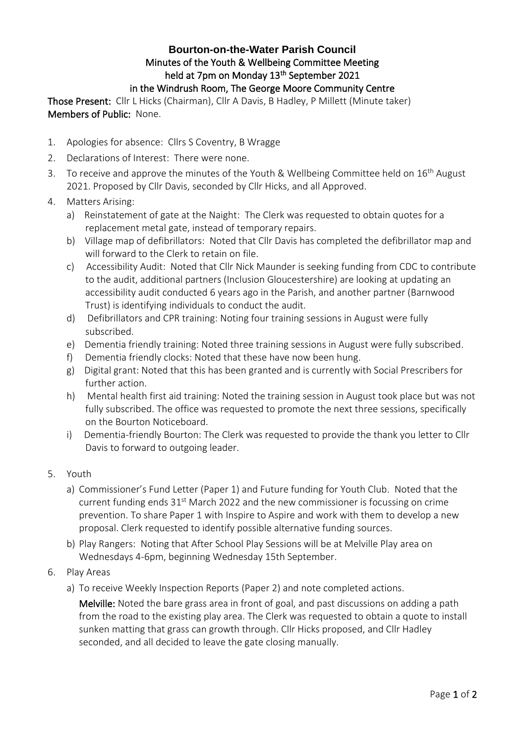# Bourton-on-the-Water Parish Council

## Minutes of the Youth & Wellbeing Committee Meeting held at 7pm on Monday 13th September 2021 in the Windrush Room, The George Moore Community Centre

**Those Present:** Cllr L Hicks (Chairman), Cllr A Davis, B Hadley, P Millett (Minute taker)
**Members of Public:** None.

1. Apologies for absence: Cllrs S Coventry, B Wragge
2. Declarations of Interest: There were none.
3. To receive and approve the minutes of the Youth & Wellbeing Committee held on 16th August 2021. Proposed by Cllr Davis, seconded by Cllr Hicks, and all Approved.
4. Matters Arising:
   a) Reinstatement of gate at the Naight: The Clerk was requested to obtain quotes for a replacement metal gate, instead of temporary repairs.
   b) Village map of defibrillators: Noted that Cllr Davis has completed the defibrillator map and will forward to the Clerk to retain on file.
   c) Accessibility Audit: Noted that Cllr Nick Maunder is seeking funding from CDC to contribute to the audit, additional partners (Inclusion Gloucestershire) are looking at updating an accessibility audit conducted 6 years ago in the Parish, and another partner (Barnwood Trust) is identifying individuals to conduct the audit.
   d) Defibrillators and CPR training: Noting four training sessions in August were fully subscribed.
   e) Dementia friendly training: Noted three training sessions in August were fully subscribed.
   f) Dementia friendly clocks: Noted that these have now been hung.
   g) Digital grant: Noted that this has been granted and is currently with Social Prescribers for further action.
   h) Mental health first aid training: Noted the training session in August took place but was not fully subscribed. The office was requested to promote the next three sessions, specifically on the Bourton Noticeboard.
   i) Dementia-friendly Bourton: The Clerk was requested to provide the thank you letter to Cllr Davis to forward to outgoing leader.

5. Youth
   a) Commissioner's Fund Letter (Paper 1) and Future funding for Youth Club. Noted that the current funding ends 31st March 2022 and the new commissioner is focussing on crime prevention. To share Paper 1 with Inspire to Aspire and work with them to develop a new proposal. Clerk requested to identify possible alternative funding sources.
   b) Play Rangers: Noting that After School Play Sessions will be at Melville Play area on Wednesdays 4-6pm, beginning Wednesday 15th September.
6. Play Areas
   a) To receive Weekly Inspection Reports (Paper 2) and note completed actions.

      **Melville:** Noted the bare grass area in front of goal, and past discussions on adding a path from the road to the existing play area. The Clerk was requested to obtain a quote to install sunken matting that grass can growth through. Cllr Hicks proposed, and Cllr Hadley seconded, and all decided to leave the gate closing manually.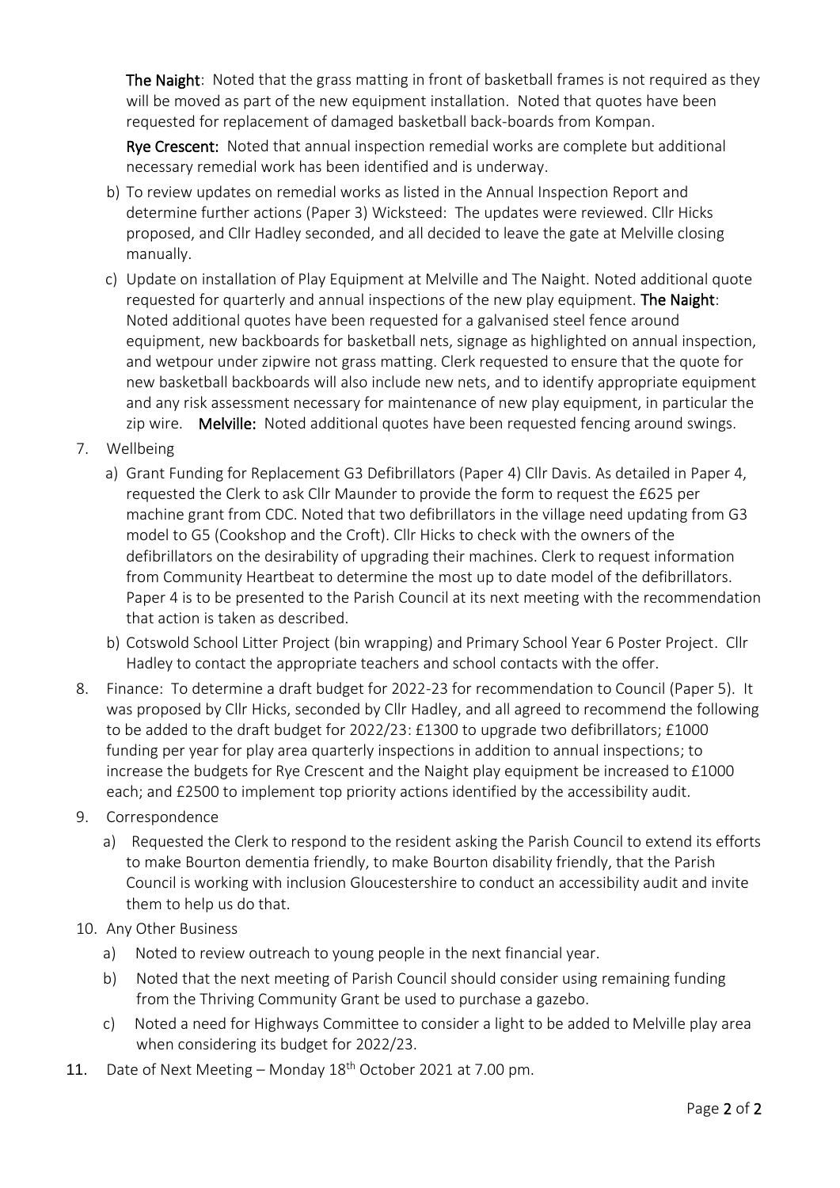**The Naight**: Noted that the grass matting in front of basketball frames is not required as they will be moved as part of the new equipment installation. Noted that quotes have been requested for replacement of damaged basketball back-boards from Kompan.

**Rye Crescent:** Noted that annual inspection remedial works are complete but additional necessary remedial work has been identified and is underway.

b) To review updates on remedial works as listed in the Annual Inspection Report and determine further actions (Paper 3) Wicksteed: The updates were reviewed. Cllr Hicks proposed, and Cllr Hadley seconded, and all decided to leave the gate at Melville closing manually.

c) Update on installation of Play Equipment at Melville and The Naight. Noted additional quote requested for quarterly and annual inspections of the new play equipment. **The Naight**: Noted additional quotes have been requested for a galvanised steel fence around equipment, new backboards for basketball nets, signage as highlighted on annual inspection, and wetpour under zipwire not grass matting. Clerk requested to ensure that the quote for new basketball backboards will also include new nets, and to identify appropriate equipment and any risk assessment necessary for maintenance of new play equipment, in particular the zip wire. **Melville:** Noted additional quotes have been requested fencing around swings.

7. Wellbeing

   a) Grant Funding for Replacement G3 Defibrillators (Paper 4) Cllr Davis. As detailed in Paper 4, requested the Clerk to ask Cllr Maunder to provide the form to request the £625 per machine grant from CDC. Noted that two defibrillators in the village need updating from G3 model to G5 (Cookshop and the Croft). Cllr Hicks to check with the owners of the defibrillators on the desirability of upgrading their machines. Clerk to request information from Community Heartbeat to determine the most up to date model of the defibrillators. Paper 4 is to be presented to the Parish Council at its next meeting with the recommendation that action is taken as described.

   b) Cotswold School Litter Project (bin wrapping) and Primary School Year 6 Poster Project. Cllr Hadley to contact the appropriate teachers and school contacts with the offer.

8. Finance: To determine a draft budget for 2022-23 for recommendation to Council (Paper 5). It was proposed by Cllr Hicks, seconded by Cllr Hadley, and all agreed to recommend the following to be added to the draft budget for 2022/23: £1300 to upgrade two defibrillators; £1000 funding per year for play area quarterly inspections in addition to annual inspections; to increase the budgets for Rye Crescent and the Naight play equipment be increased to £1000 each; and £2500 to implement top priority actions identified by the accessibility audit.

9. Correspondence

   a) Requested the Clerk to respond to the resident asking the Parish Council to extend its efforts to make Bourton dementia friendly, to make Bourton disability friendly, that the Parish Council is working with inclusion Gloucestershire to conduct an accessibility audit and invite them to help us do that.

10. Any Other Business

    a) Noted to review outreach to young people in the next financial year.

    b) Noted that the next meeting of Parish Council should consider using remaining funding from the Thriving Community Grant be used to purchase a gazebo.

    c) Noted a need for Highways Committee to consider a light to be added to Melville play area when considering its budget for 2022/23.

11. Date of Next Meeting – Monday 18th October 2021 at 7.00 pm.